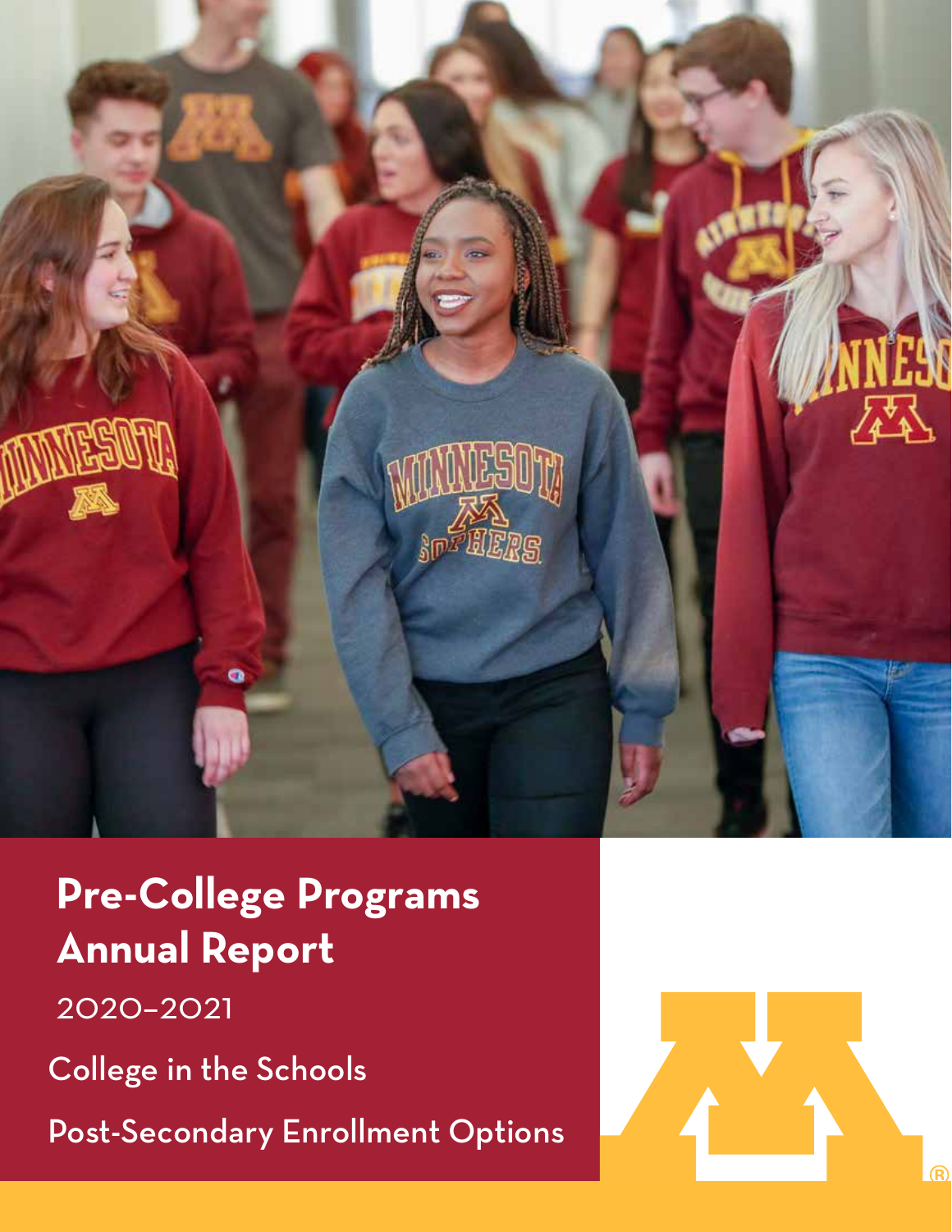# Pre-College Programs Annual Report

2020–2021

College in the Schools

Post-Secondary Enrollment Options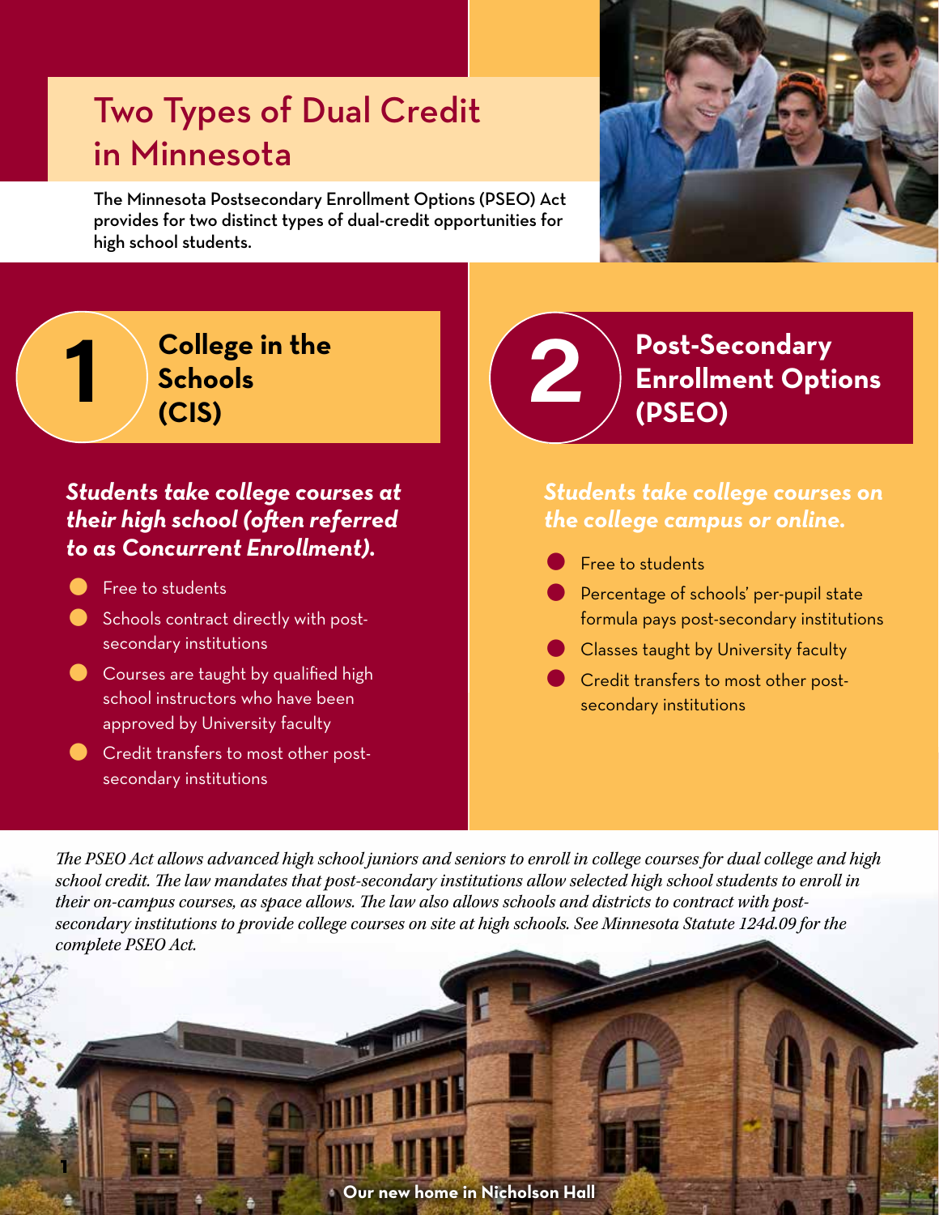# Two Types of Dual Credit in Minnesota

**The Minnesota Postsecondary Enrollment Options (PSEO) Act provides for two distinct types of dual-credit opportunities for high school students.**

## 1 College in the Schools (CIS)

***Students take college courses at their high school (often referred to as Concurrent Enrollment).***

- Free to students
- Schools contract directly with post-secondary institutions
- Courses are taught by qualified high school instructors who have been approved by University faculty
- Credit transfers to most other post-secondary institutions

## 2 Post-Secondary Enrollment Options (PSEO)

***Students take college courses on the college campus or online.***

- Free to students
- Percentage of schools' per-pupil state formula pays post-secondary institutions
- Classes taught by University faculty
- Credit transfers to most other post-secondary institutions

*The PSEO Act allows advanced high school juniors and seniors to enroll in college courses for dual college and high school credit. The law mandates that post-secondary institutions allow selected high school students to enroll in their on-campus courses, as space allows. The law also allows schools and districts to contract with post-secondary institutions to provide college courses on site at high schools. See Minnesota Statute 124d.09 for the complete PSEO Act.*

Our new home in Nicholson Hall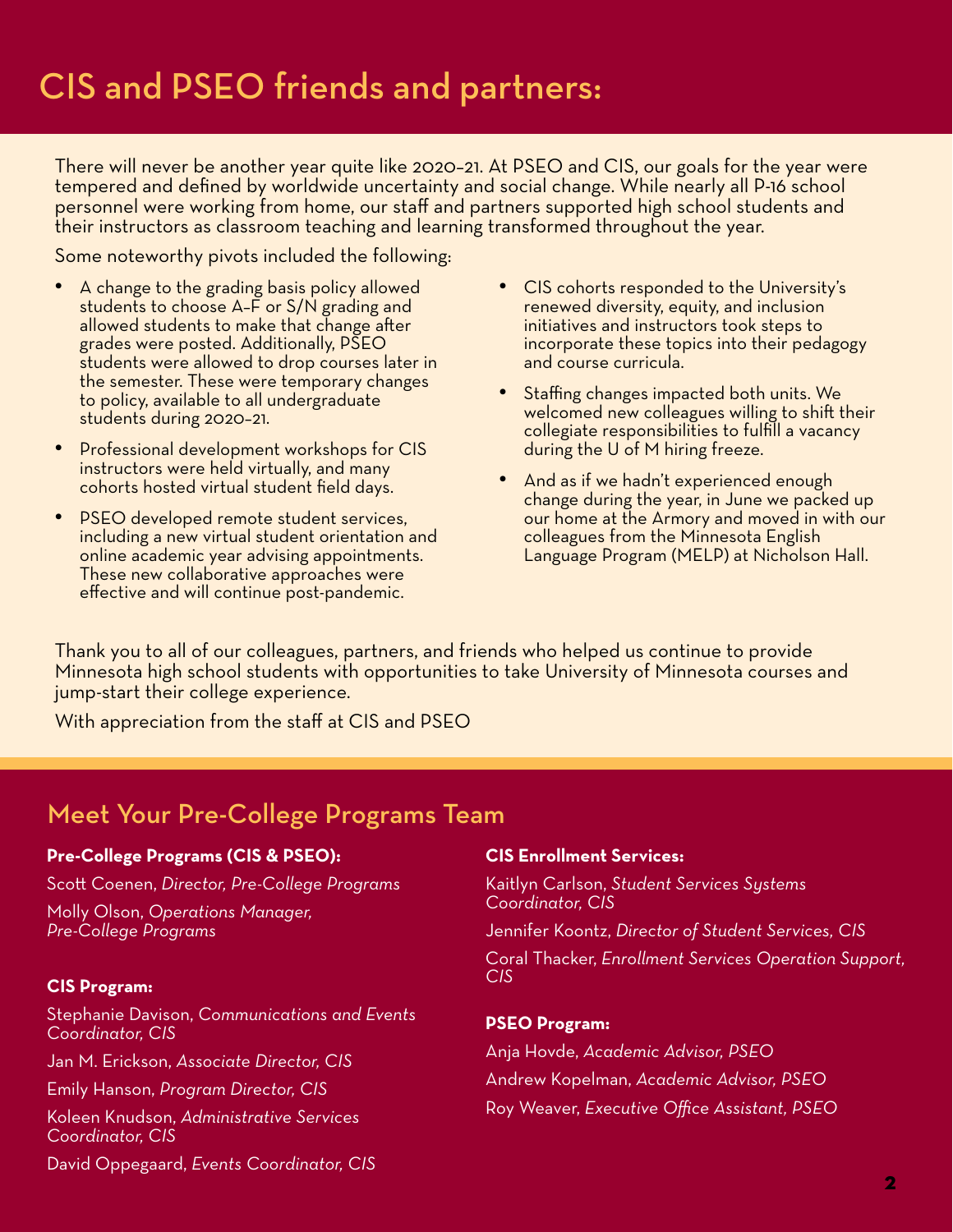# CIS and PSEO friends and partners:

There will never be another year quite like 2020–21. At PSEO and CIS, our goals for the year were tempered and defined by worldwide uncertainty and social change. While nearly all P-16 school personnel were working from home, our staff and partners supported high school students and their instructors as classroom teaching and learning transformed throughout the year.

Some noteworthy pivots included the following:

- A change to the grading basis policy allowed students to choose A–F or S/N grading and allowed students to make that change after grades were posted. Additionally, PSEO students were allowed to drop courses later in the semester. These were temporary changes to policy, available to all undergraduate students during 2020–21.
- Professional development workshops for CIS instructors were held virtually, and many cohorts hosted virtual student field days.
- PSEO developed remote student services, including a new virtual student orientation and online academic year advising appointments. These new collaborative approaches were effective and will continue post-pandemic.
- CIS cohorts responded to the University's renewed diversity, equity, and inclusion initiatives and instructors took steps to incorporate these topics into their pedagogy and course curricula.
- Staffing changes impacted both units. We welcomed new colleagues willing to shift their collegiate responsibilities to fulfill a vacancy during the U of M hiring freeze.
- And as if we hadn't experienced enough change during the year, in June we packed up our home at the Armory and moved in with our colleagues from the Minnesota English Language Program (MELP) at Nicholson Hall.

Thank you to all of our colleagues, partners, and friends who helped us continue to provide Minnesota high school students with opportunities to take University of Minnesota courses and jump-start their college experience.

With appreciation from the staff at CIS and PSEO

## Meet Your Pre-College Programs Team

**Pre-College Programs (CIS & PSEO):**

Scott Coenen, *Director, Pre-College Programs*

Molly Olson, *Operations Manager, Pre-College Programs*

**CIS Program:**

Stephanie Davison, *Communications and Events Coordinator, CIS*

Jan M. Erickson, *Associate Director, CIS*

Emily Hanson, *Program Director, CIS*

Koleen Knudson, *Administrative Services Coordinator, CIS*

David Oppegaard, *Events Coordinator, CIS*

**CIS Enrollment Services:**

Kaitlyn Carlson, *Student Services Systems Coordinator, CIS*

Jennifer Koontz, *Director of Student Services, CIS*

Coral Thacker, *Enrollment Services Operation Support, CIS*

**PSEO Program:**

Anja Hovde, *Academic Advisor, PSEO*

Andrew Kopelman, *Academic Advisor, PSEO*

Roy Weaver, *Executive Office Assistant, PSEO*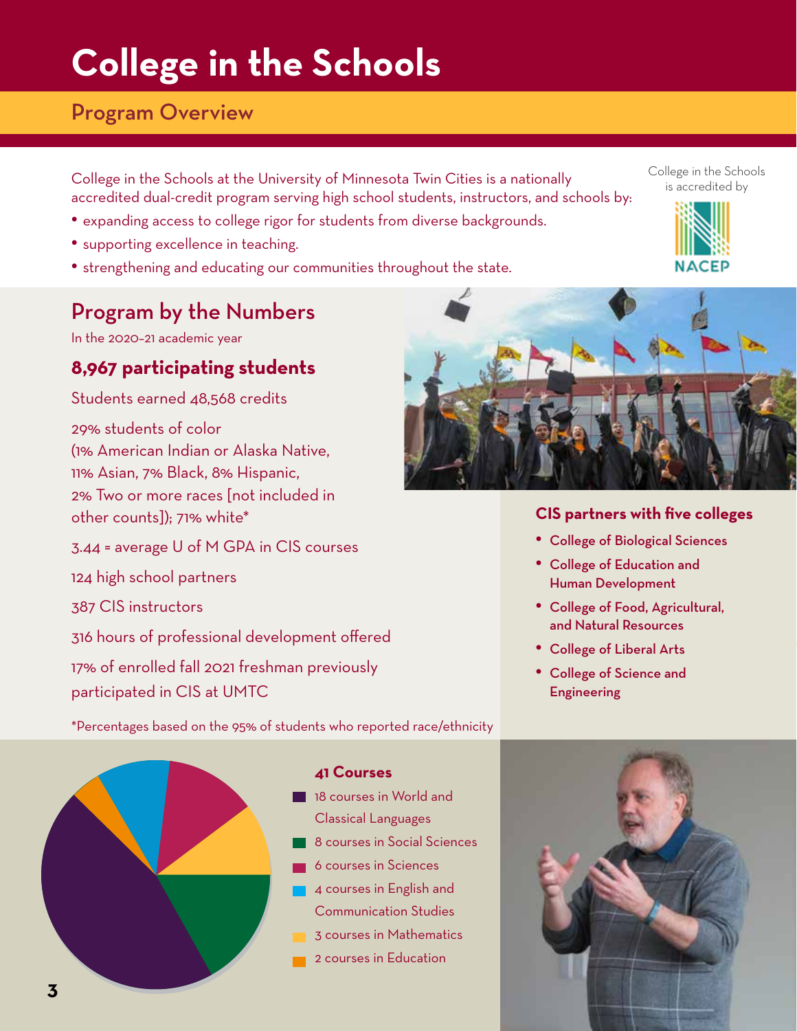# College in the Schools

## Program Overview

College in the Schools at the University of Minnesota Twin Cities is a nationally accredited dual-credit program serving high school students, instructors, and schools by:

- expanding access to college rigor for students from diverse backgrounds.
- supporting excellence in teaching.
- strengthening and educating our communities throughout the state.

College in the Schools is accredited by NACEP

## Program by the Numbers

In the 2020–21 academic year

### 8,967 participating students

Students earned 48,568 credits

29% students of color (1% American Indian or Alaska Native, 11% Asian, 7% Black, 8% Hispanic, 2% Two or more races [not included in other counts]); 71% white*

3.44 = average U of M GPA in CIS courses

124 high school partners

387 CIS instructors

316 hours of professional development offered

17% of enrolled fall 2021 freshman previously participated in CIS at UMTC

*Percentages based on the 95% of students who reported race/ethnicity

### CIS partners with five colleges

- College of Biological Sciences
- College of Education and Human Development
- College of Food, Agricultural, and Natural Resources
- College of Liberal Arts
- College of Science and Engineering

### 41 Courses

- 18 courses in World and Classical Languages
- 8 courses in Social Sciences
- 6 courses in Sciences
- 4 courses in English and Communication Studies
- 3 courses in Mathematics
- 2 courses in Education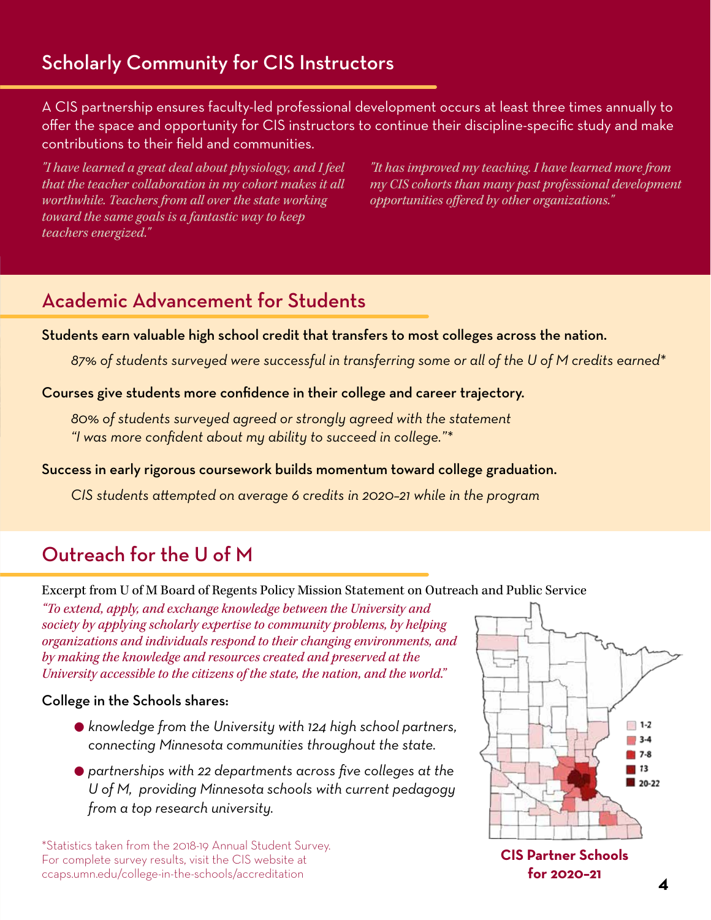## Scholarly Community for CIS Instructors

A CIS partnership ensures faculty-led professional development occurs at least three times annually to offer the space and opportunity for CIS instructors to continue their discipline-specific study and make contributions to their field and communities.

*"I have learned a great deal about physiology, and I feel that the teacher collaboration in my cohort makes it all worthwhile. Teachers from all over the state working toward the same goals is a fantastic way to keep teachers energized."*

*"It has improved my teaching. I have learned more from my CIS cohorts than many past professional development opportunities offered by other organizations."*

## Academic Advancement for Students

**Students earn valuable high school credit that transfers to most colleges across the nation.**

*87% of students surveyed were successful in transferring some or all of the U of M credits earned**

**Courses give students more confidence in their college and career trajectory.**

*80% of students surveyed agreed or strongly agreed with the statement "I was more confident about my ability to succeed in college."**

**Success in early rigorous coursework builds momentum toward college graduation.**

*CIS students attempted on average 6 credits in 2020–21 while in the program*

## Outreach for the U of M

Excerpt from U of M Board of Regents Policy Mission Statement on Outreach and Public Service

*"To extend, apply, and exchange knowledge between the University and society by applying scholarly expertise to community problems, by helping organizations and individuals respond to their changing environments, and by making the knowledge and resources created and preserved at the University accessible to the citizens of the state, the nation, and the world."*

College in the Schools shares:

- *knowledge from the University with 124 high school partners, connecting Minnesota communities throughout the state.*
- *partnerships with 22 departments across five colleges at the U of M, providing Minnesota schools with current pedagogy from a top research university.*

1-2
3-4
7-8
13
20-22

**CIS Partner Schools for 2020–21**

*Statistics taken from the 2018-19 Annual Student Survey. For complete survey results, visit the CIS website at ccaps.umn.edu/college-in-the-schools/accreditation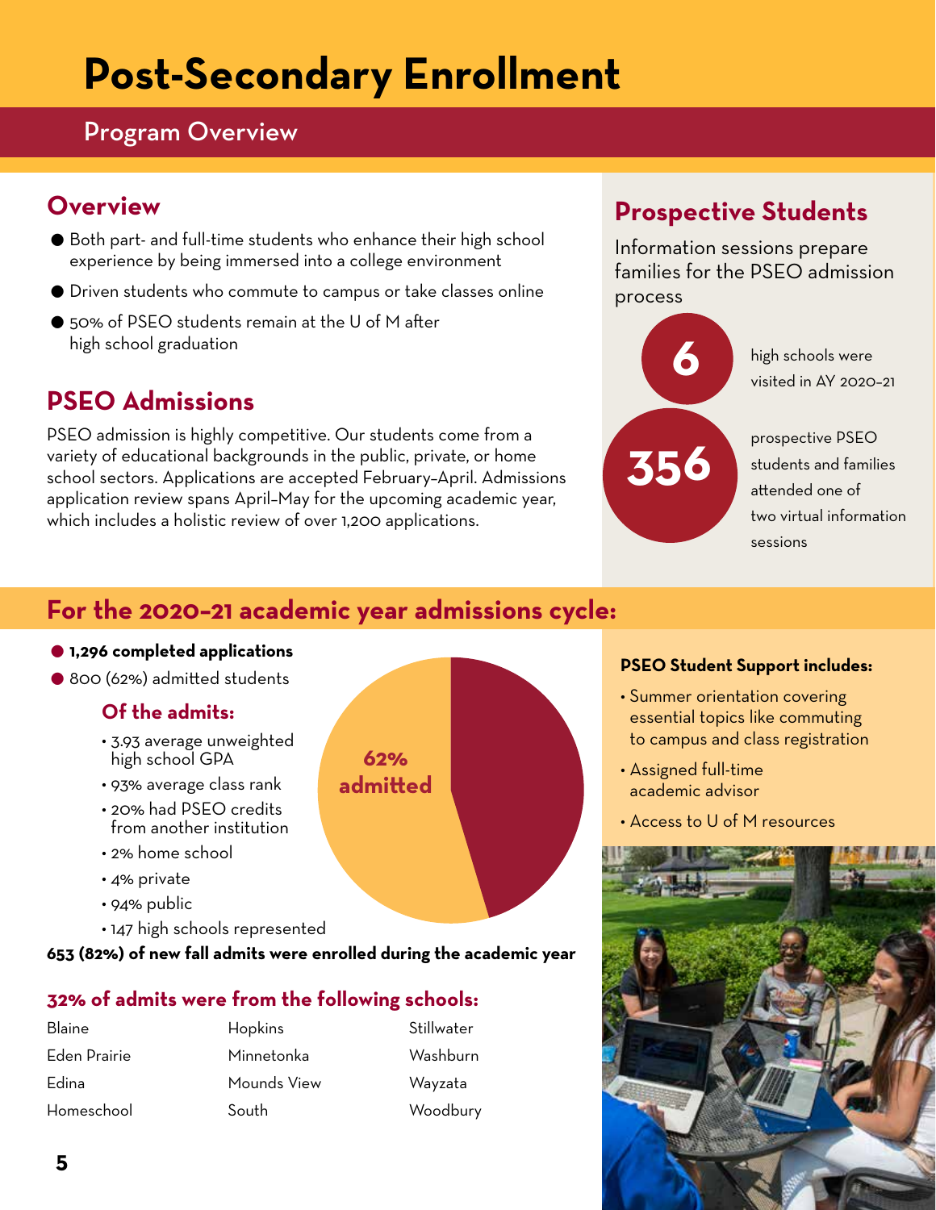# Post-Secondary Enrollment

## Program Overview

### Overview

- Both part- and full-time students who enhance their high school experience by being immersed into a college environment
- Driven students who commute to campus or take classes online
- 50% of PSEO students remain at the U of M after high school graduation

### PSEO Admissions

PSEO admission is highly competitive. Our students come from a variety of educational backgrounds in the public, private, or home school sectors. Applications are accepted February–April. Admissions application review spans April–May for the upcoming academic year, which includes a holistic review of over 1,200 applications.

### Prospective Students

Information sessions prepare families for the PSEO admission process

**6** high schools were visited in AY 2020–21

**356** prospective PSEO students and families attended one of two virtual information sessions

### For the 2020–21 academic year admissions cycle:

- **1,296 completed applications**
- 800 (62%) admitted students

#### Of the admits:

- 3.93 average unweighted high school GPA
- 93% average class rank
- 20% had PSEO credits from another institution
- 2% home school
- 4% private
- 94% public
- 147 high schools represented

62% admitted

**653 (82%) of new fall admits were enrolled during the academic year**

#### 32% of admits were from the following schools:

| | | |
|---|---|---|
| Blaine | Hopkins | Stillwater |
| Eden Prairie | Minnetonka | Washburn |
| Edina | Mounds View | Wayzata |
| Homeschool | South | Woodbury |

**PSEO Student Support includes:**

- Summer orientation covering essential topics like commuting to campus and class registration
- Assigned full-time academic advisor
- Access to U of M resources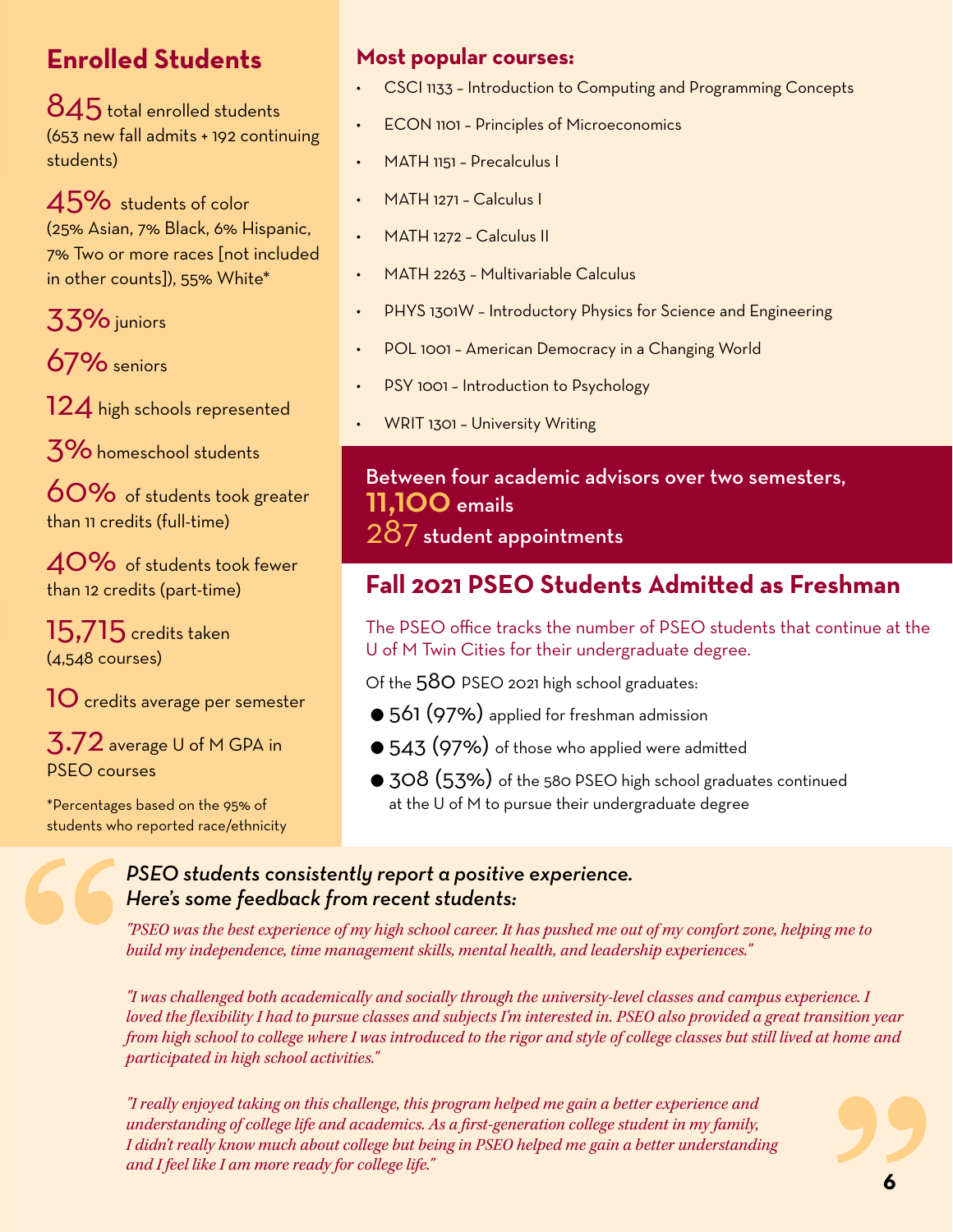## Enrolled Students

**845** total enrolled students (653 new fall admits + 192 continuing students)

**45%** students of color (25% Asian, 7% Black, 6% Hispanic, 7% Two or more races [not included in other counts]), 55% White*

**33%** juniors

**67%** seniors

**124** high schools represented

**3%** homeschool students

**60%** of students took greater than 11 credits (full-time)

**40%** of students took fewer than 12 credits (part-time)

**15,715** credits taken (4,548 courses)

**10** credits average per semester

**3.72** average U of M GPA in PSEO courses

*Percentages based on the 95% of students who reported race/ethnicity

## Most popular courses:

- CSCI 1133 – Introduction to Computing and Programming Concepts
- ECON 1101 – Principles of Microeconomics
- MATH 1151 – Precalculus I
- MATH 1271 – Calculus I
- MATH 1272 – Calculus II
- MATH 2263 – Multivariable Calculus
- PHYS 1301W – Introductory Physics for Science and Engineering
- POL 1001 – American Democracy in a Changing World
- PSY 1001 – Introduction to Psychology
- WRIT 1301 – University Writing

Between four academic advisors over two semesters,
**11,100** emails
**287** student appointments

## Fall 2021 PSEO Students Admitted as Freshman

The PSEO office tracks the number of PSEO students that continue at the U of M Twin Cities for their undergraduate degree.

Of the **580** PSEO 2021 high school graduates:

- **561 (97%)** applied for freshman admission
- **543 (97%)** of those who applied were admitted
- **308 (53%)** of the 580 PSEO high school graduates continued at the U of M to pursue their undergraduate degree

*PSEO students consistently report a positive experience. Here's some feedback from recent students:*

*"PSEO was the best experience of my high school career. It has pushed me out of my comfort zone, helping me to build my independence, time management skills, mental health, and leadership experiences."*

*"I was challenged both academically and socially through the university-level classes and campus experience. I loved the flexibility I had to pursue classes and subjects I'm interested in. PSEO also provided a great transition year from high school to college where I was introduced to the rigor and style of college classes but still lived at home and participated in high school activities."*

*"I really enjoyed taking on this challenge, this program helped me gain a better experience and understanding of college life and academics. As a first-generation college student in my family, I didn't really know much about college but being in PSEO helped me gain a better understanding and I feel like I am more ready for college life."*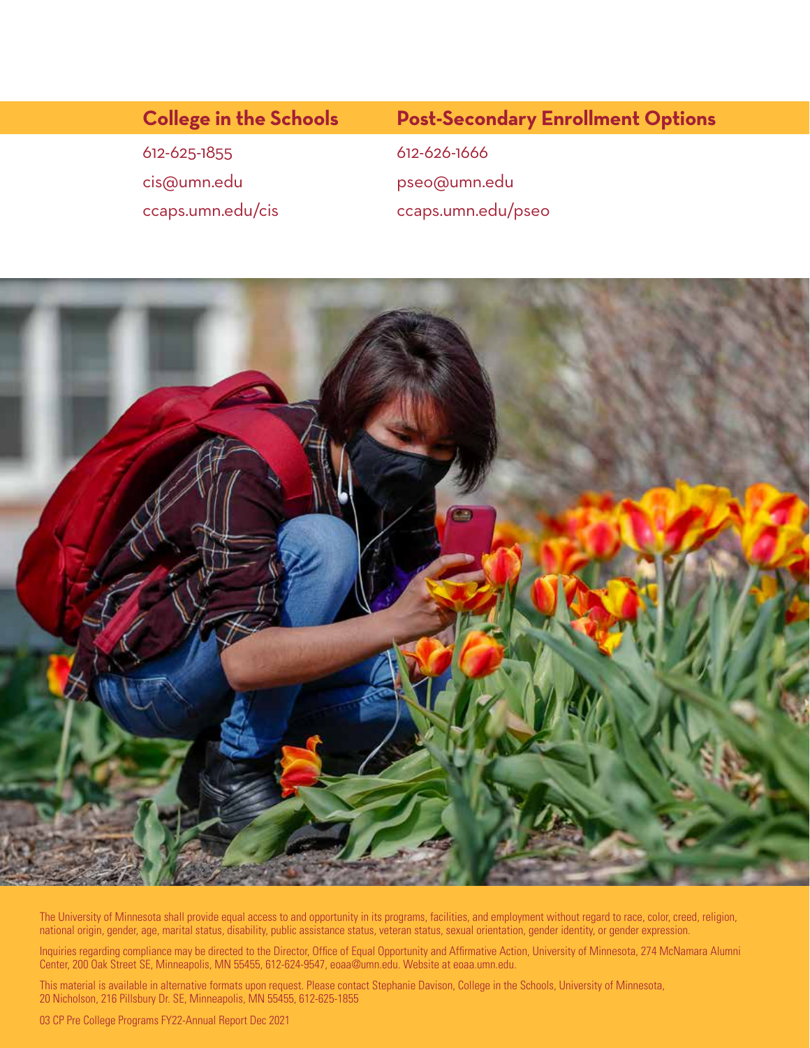## College in the Schools

612-625-1855

cis@umn.edu

ccaps.umn.edu/cis

## Post-Secondary Enrollment Options

612-626-1666

pseo@umn.edu

ccaps.umn.edu/pseo

The University of Minnesota shall provide equal access to and opportunity in its programs, facilities, and employment without regard to race, color, creed, religion, national origin, gender, age, marital status, disability, public assistance status, veteran status, sexual orientation, gender identity, or gender expression.

Inquiries regarding compliance may be directed to the Director, Office of Equal Opportunity and Affirmative Action, University of Minnesota, 274 McNamara Alumni Center, 200 Oak Street SE, Minneapolis, MN 55455, 612-624-9547, eoaa@umn.edu. Website at eoaa.umn.edu.

This material is available in alternative formats upon request. Please contact Stephanie Davison, College in the Schools, University of Minnesota, 20 Nicholson, 216 Pillsbury Dr. SE, Minneapolis, MN 55455, 612-625-1855

03 CP Pre College Programs FY22-Annual Report Dec 2021